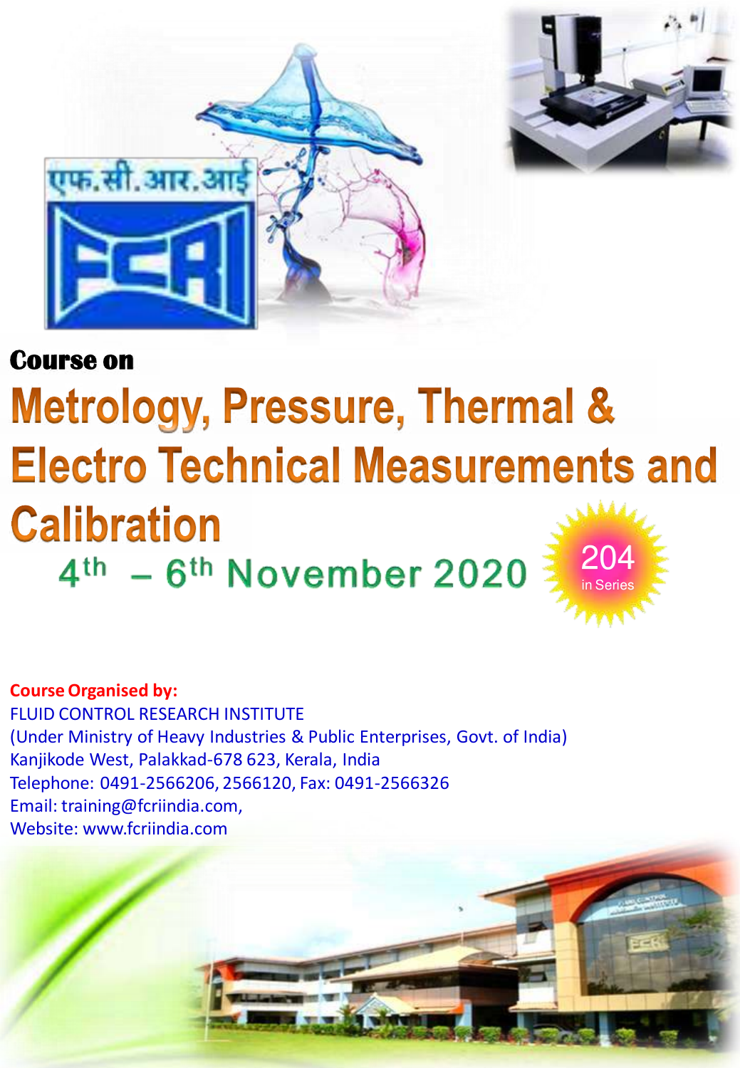एफ.सी.आर.आई

FCRI

**Course on**

# Metrology, Pressure, Thermal & Electro Technical Measurements and Calibration

4th – 6th November 2020

204 in Series

**Course Organised by:**

FLUID CONTROL RESEARCH INSTITUTE
(Under Ministry of Heavy Industries & Public Enterprises, Govt. of India)
Kanjikode West, Palakkad-678 623, Kerala, India
Telephone: 0491-2566206, 2566120, Fax: 0491-2566326
Email: training@fcriindia.com,
Website: www.fcriindia.com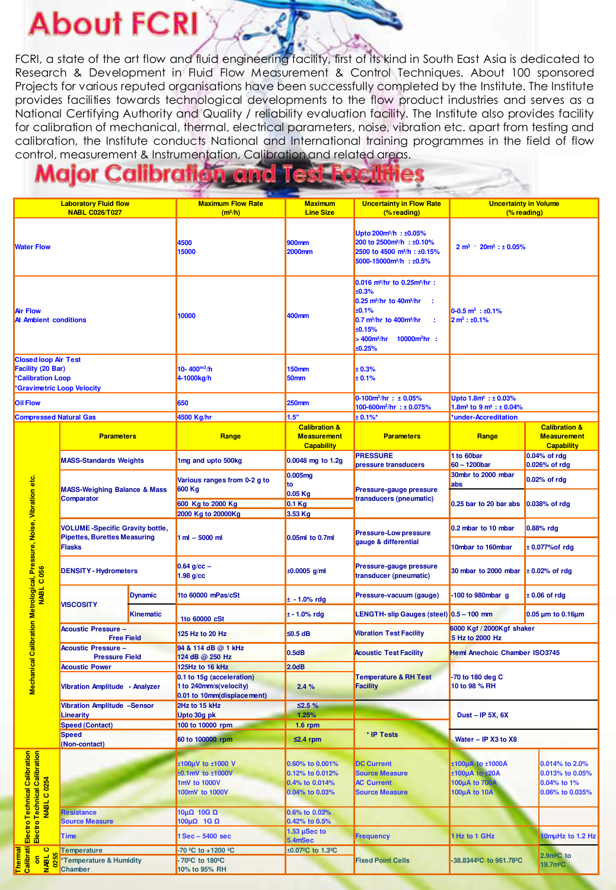# About FCRI

FCRI, a state of the art flow and fluid engineering facility, first of its kind in South East Asia is dedicated to Research & Development in Fluid Flow Measurement & Control Techniques. About 100 sponsored Projects for various reputed organisations have been successfully completed by the Institute. The Institute provides facilities towards technological developments to the flow product industries and serves as a National Certifying Authority and Quality / reliability evaluation facility. The Institute also provides facility for calibration of mechanical, thermal, electrical parameters, noise, vibration etc. apart from testing and calibration, the Institute conducts National and International training programmes in the field of flow control, measurement & Instrumentation, Calibration and related areas.

# Major Calibration and Test Facilities

| Laboratory Fluid flow NABL C026/T027 | Maximum Flow Rate ($m^3/h$) | Maximum Line Size | Uncertainty in Flow Rate (% reading) | Uncertainty in Volume (% reading) |
|---|---|---|---|---|
| Water Flow | 4500<br>15000 | 900mm<br>2000mm | Upto 200m³/h : ±0.05%<br>200 to 2500m³/h : ±0.10%<br>2500 to 4500 m³/h : ±0.15%<br>5000-15000m³/h : ±0.5% | 2 m³ - 20m³ : ± 0.05% |
| Air Flow<br>At Ambient conditions | 10000 | 400mm | 0.016 m³/hr to 0.25m³/hr : ±0.3%<br>0.25 m³/hr to 40m³/hr : ±0.1%<br>0.7 m³/hr to 400m³/hr : ±0.15%<br>> 400m³/hr 10000m³/hr : ±0.25% | 0-0.5 m³ : ±0.1%<br>2 m³ : ±0.1% |
| Closed loop Air Test Facility (20 Bar)<br>*Calibration Loop<br>*Gravimetric Loop Velocity | 10- 400m³/h<br>4-1000kg/h | 150mm<br>50mm | ± 0.3%<br>± 0.1% | |
| Oil Flow | 650 | 250mm | 0-100m³/hr : ± 0.05%<br>100-600m³/hr : ± 0.075% | Upto 1.8m³ : ± 0.03%<br>1.8m³ to 9 m³ : ± 0.04% |
| Compressed Natural Gas | 4500 Kg/hr | 1.5" | ± 0.1%* | *under-Accreditation |

**Mechanical Calibration Metrological, Pressure, Noise, Vibration etc. NABL C 056**

| Parameters | Range | Calibration & Measurement Capability | Parameters | Range | Calibration & Measurement Capability |
|---|---|---|---|---|---|
| MASS-Standards Weights | 1mg and upto 500kg | 0.0048 mg to 1.2g | PRESSURE pressure transducers | 1 to 60bar<br>60 – 1200bar | 0.04% of rdg<br>0.026% of rdg |
| MASS-Weighing Balance & Mass Comparator | Various ranges from 0-2 g to 600 Kg | 0.005mg to 0.05 Kg | Pressure-gauge pressure transducers (pneumatic) | 30mbr to 2000 mbar abs | 0.02% of rdg |
| | 600 Kg to 2000 Kg | 0.1 Kg | | 0.25 bar to 20 bar abs | 0.038% of rdg |
| | 2000 Kg to 20000Kg | 3.53 Kg | | | |
| VOLUME -Specific Gravity bottle, Pipettes, Burettes Measuring Flasks | 1 ml – 5000 ml | 0.05ml to 0.7ml | Pressure-Low pressure gauge & differential | 0.2 mbar to 10 mbar | 0.88% rdg |
| | | | | 10mbar to 160mbar | ± 0.077%of rdg |
| DENSITY - Hydrometers | 0.64 g/cc – 1.98 g/cc | ±0.0005 g/ml | Pressure-gauge pressure transducer (pneumatic) | 30 mbar to 2000 mbar | ± 0.02% of rdg |
| VISCOSITY - Dynamic | 1to 60000 mPas/cSt | ± - 1.0% rdg | Pressure-vacuum (gauge) | -100 to 980mbar g | ± 0.06 of rdg |
| VISCOSITY - Kinematic | 1to 60000 cSt | ± - 1.0% rdg | LENGTH- slip Gauges (steel) | 0.5 – 100 mm | 0.05 µm to 0.16µm |
| Acoustic Pressure – Free Field | 125 Hz to 20 Hz | ≤0.5 dB | Vibration Test Facility | 6000 Kgf / 2000Kgf shaker<br>5 Hz to 2000 Hz | |
| Acoustic Pressure – Pressure Field | 94 & 114 dB @ 1 kHz<br>124 dB @ 250 Hz | 0.5dB | Acoustic Test Facility | Hemi Anechoic Chamber ISO3745 | |
| Acoustic Power | 125Hz to 16 kHz | 2.0dB | Temperature & RH Test Facility | -70 to 180 deg C<br>10 to 98 % RH | |
| Vibration Amplitude - Analyzer | 0.1 to 15g (acceleration)<br>1 to 240mm/s(velocity)<br>0.01 to 10mm(displacement) | 2.4 % | | | |
| Vibration Amplitude –Sensor Linearity | 2Hz to 15 kHz<br>Upto 30g pk | ≤2.5 %<br>1.25% | * IP Tests | Dust – IP 5X, 6X | |
| Speed (Contact) | 100 to 10000 rpm | 1.6 rpm | | | |
| Speed (Non-contact) | 60 to 100000 rpm | ≤2.4 rpm | | Water – IP X3 to X8 | |

**Electro Technical Calibration NABL C 0254**

| Parameters | Range | Calibration & Measurement Capability | Parameters | Range | Calibration & Measurement Capability |
|---|---|---|---|---|---|
| | ±100µV to ±1000 V<br>±0.1mV to ±1000V<br>1mV to 1000V<br>100mV to 1000V | 0.60% to 0.001%<br>0.12% to 0.012%<br>0.4% to 0.014%<br>0.04% to 0.03% | DC Current Source Measure<br>AC Current Source Measure | ±100µA to ±1000A<br>±100µA to ±20A<br>100µA to 700A<br>100µA to 10A | 0.014% to 2.0%<br>0.013% to 0.05%<br>0.04% to 1%<br>0.06% to 0.035% |
| Resistance Source Measure | 10µΩ 10G Ω<br>100µΩ 1G Ω | 0.6% to 0.02%<br>0.42% to 0.5% | | | |
| Time | 1 Sec – 5400 sec | 1.53 µSec to 5.4mSec | Frequency | 1 Hz to 1 GHz | 10mµHz to 1.2 Hz |

**Thermal Calibration NABL C 0255**

| Parameters | Range | Calibration & Measurement Capability | Parameters | Range | Calibration & Measurement Capability |
|---|---|---|---|---|---|
| Temperature | -70 ºC to +1200 ºC | ±0.07ºC to 1.3ºC | Fixed Point Cells | -38.8344ºC to 961.78ºC | 2.9mºC to 19.7mºC |
| *Temperature & Humidity Chamber | - 70ºC to 180ºC<br>10% to 95% RH | | | | |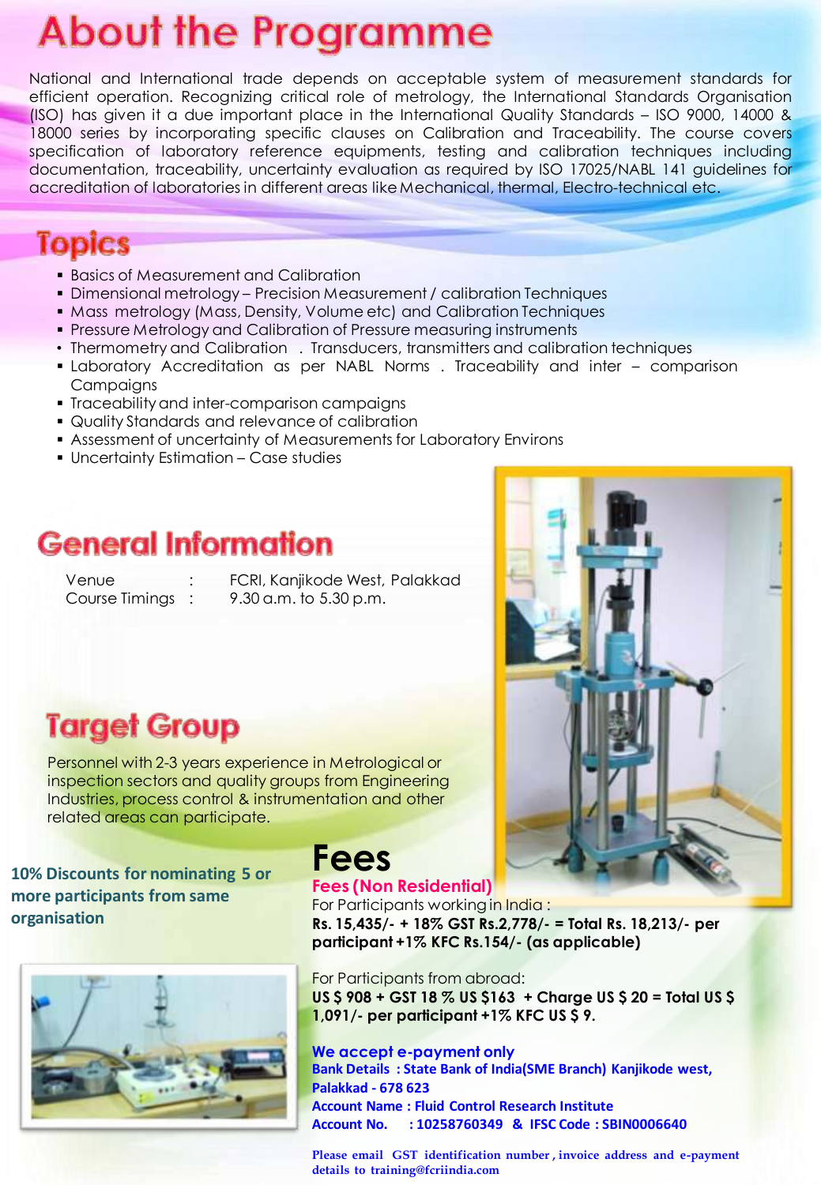# About the Programme

National and International trade depends on acceptable system of measurement standards for efficient operation. Recognizing critical role of metrology, the International Standards Organisation (ISO) has given it a due important place in the International Quality Standards – ISO 9000, 14000 & 18000 series by incorporating specific clauses on Calibration and Traceability. The course covers specification of laboratory reference equipments, testing and calibration techniques including documentation, traceability, uncertainty evaluation as required by ISO 17025/NABL 141 guidelines for accreditation of laboratories in different areas like Mechanical, thermal, Electro-technical etc.

# Topics

- Basics of Measurement and Calibration
- Dimensional metrology – Precision Measurement / calibration Techniques
- Mass metrology (Mass, Density, Volume etc) and Calibration Techniques
- Pressure Metrology and Calibration of Pressure measuring instruments
- Thermometry and Calibration . Transducers, transmitters and calibration techniques
- Laboratory Accreditation as per NABL Norms . Traceability and inter – comparison Campaigns
- Traceability and inter-comparison campaigns
- Quality Standards and relevance of calibration
- Assessment of uncertainty of Measurements for Laboratory Environs
- Uncertainty Estimation – Case studies

# General Information

| | | |
|---|---|---|
| Venue | : | FCRI, Kanjikode West, Palakkad |
| Course Timings | : | 9.30 a.m. to 5.30 p.m. |

# Target Group

Personnel with 2-3 years experience in Metrological or inspection sectors and quality groups from Engineering Industries, process control & instrumentation and other related areas can participate.

**10% Discounts for nominating 5 or more participants from same organisation**

# Fees

**Fees (Non Residential)**

For Participants working in India :
**Rs. 15,435/- + 18% GST Rs.2,778/- = Total Rs. 18,213/- per participant +1% KFC Rs.154/- (as applicable)**

For Participants from abroad:
**US $ 908 + GST 18 % US $163 + Charge US $ 20 = Total US $ 1,091/- per participant +1% KFC US $ 9.**

**We accept e-payment only**

**Bank Details : State Bank of India(SME Branch) Kanjikode west, Palakkad - 678 623**
**Account Name : Fluid Control Research Institute**
**Account No. : 10258760349 & IFSC Code : SBIN0006640**

**Please email GST identification number , invoice address and e-payment details to training@fcriindia.com**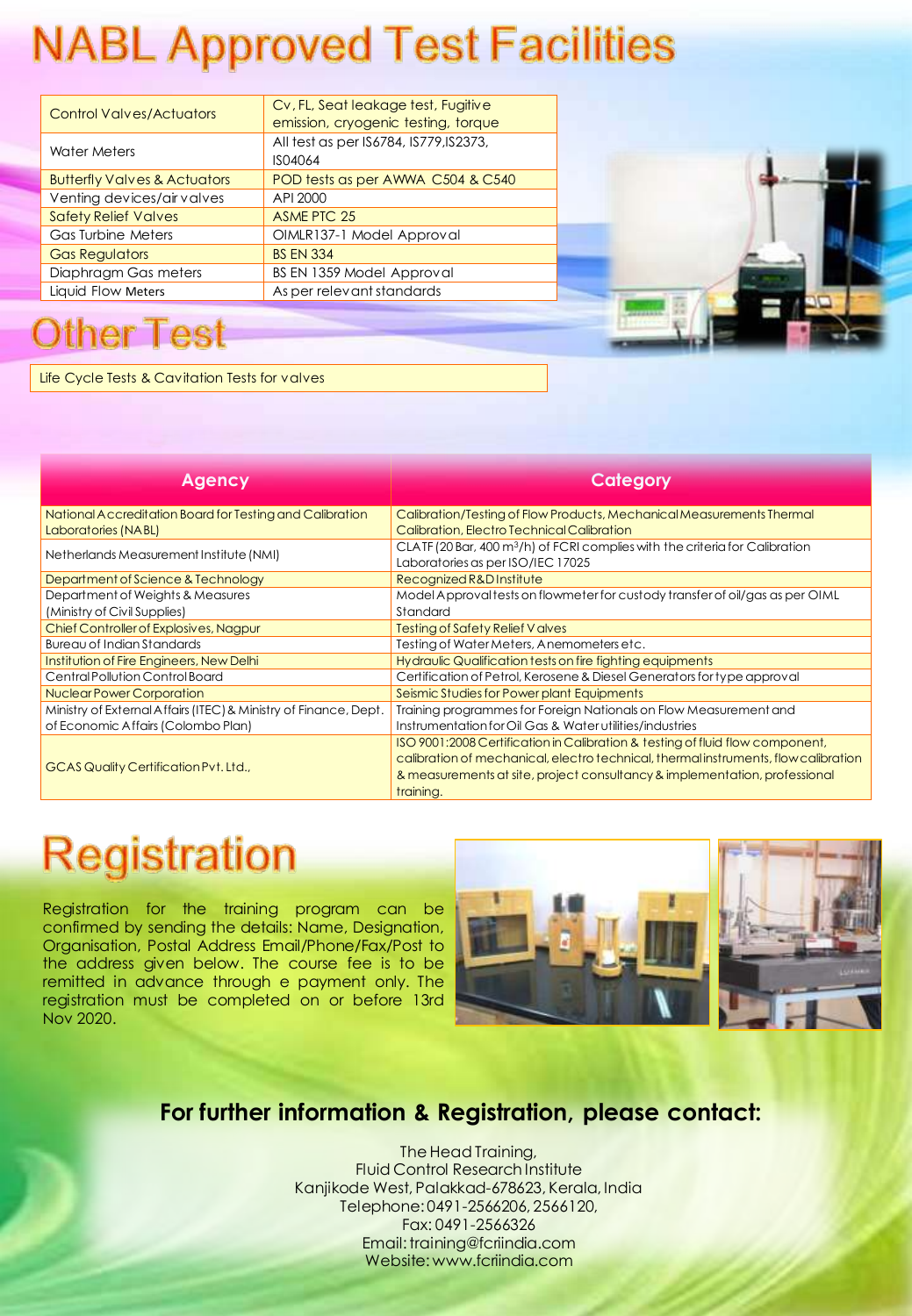# NABL Approved Test Facilities

| | |
|---|---|
| Control Valves/Actuators | Cv, FL, Seat leakage test, Fugitive emission, cryogenic testing, torque |
| Water Meters | All test as per IS6784, IS779,IS2373, IS04064 |
| Butterfly Valves & Actuators | POD tests as per AWWA C504 & C540 |
| Venting devices/air valves | API 2000 |
| Safety Relief Valves | ASME PTC 25 |
| Gas Turbine Meters | OIMLR137-1 Model Approval |
| Gas Regulators | BS EN 334 |
| Diaphragm Gas meters | BS EN 1359 Model Approval |
| Liquid Flow Meters | As per relevant standards |

# Other Test

Life Cycle Tests & Cavitation Tests for valves

| Agency | Category |
|---|---|
| National Accreditation Board for Testing and Calibration Laboratories (NABL) | Calibration/Testing of Flow Products, Mechanical Measurements Thermal Calibration, Electro Technical Calibration |
| Netherlands Measurement Institute (NMI) | CLATF (20 Bar, 400 $m^3/h$) of FCRI complies with the criteria for Calibration Laboratories as per ISO/IEC 17025 |
| Department of Science & Technology | Recognized R&D Institute |
| Department of Weights & Measures (Ministry of Civil Supplies) | Model Approval tests on flowmeter for custody transfer of oil/gas as per OIML Standard |
| Chief Controller of Explosives, Nagpur | Testing of Safety Relief Valves |
| Bureau of Indian Standards | Testing of Water Meters, Anemometers etc. |
| Institution of Fire Engineers, New Delhi | Hydraulic Qualification tests on fire fighting equipments |
| Central Pollution Control Board | Certification of Petrol, Kerosene & Diesel Generators for type approval |
| Nuclear Power Corporation | Seismic Studies for Power plant Equipments |
| Ministry of External Affairs (ITEC) & Ministry of Finance, Dept. of Economic Affairs (Colombo Plan) | Training programmes for Foreign Nationals on Flow Measurement and Instrumentation for Oil Gas & Water utilities/industries |
| GCAS Quality Certification Pvt. Ltd., | ISO 9001:2008 Certification in Calibration & testing of fluid flow component, calibration of mechanical, electro technical, thermal instruments, flow calibration & measurements at site, project consultancy & implementation, professional training. |

# Registration

Registration for the training program can be confirmed by sending the details: Name, Designation, Organisation, Postal Address Email/Phone/Fax/Post to the address given below. The course fee is to be remitted in advance through e payment only. The registration must be completed on or before 13rd Nov 2020.

## For further information & Registration, please contact:

The Head Training,
Fluid Control Research Institute
Kanjikode West, Palakkad-678623, Kerala, India
Telephone: 0491-2566206, 2566120,
Fax: 0491-2566326
Email: training@fcriindia.com
Website: www.fcriindia.com